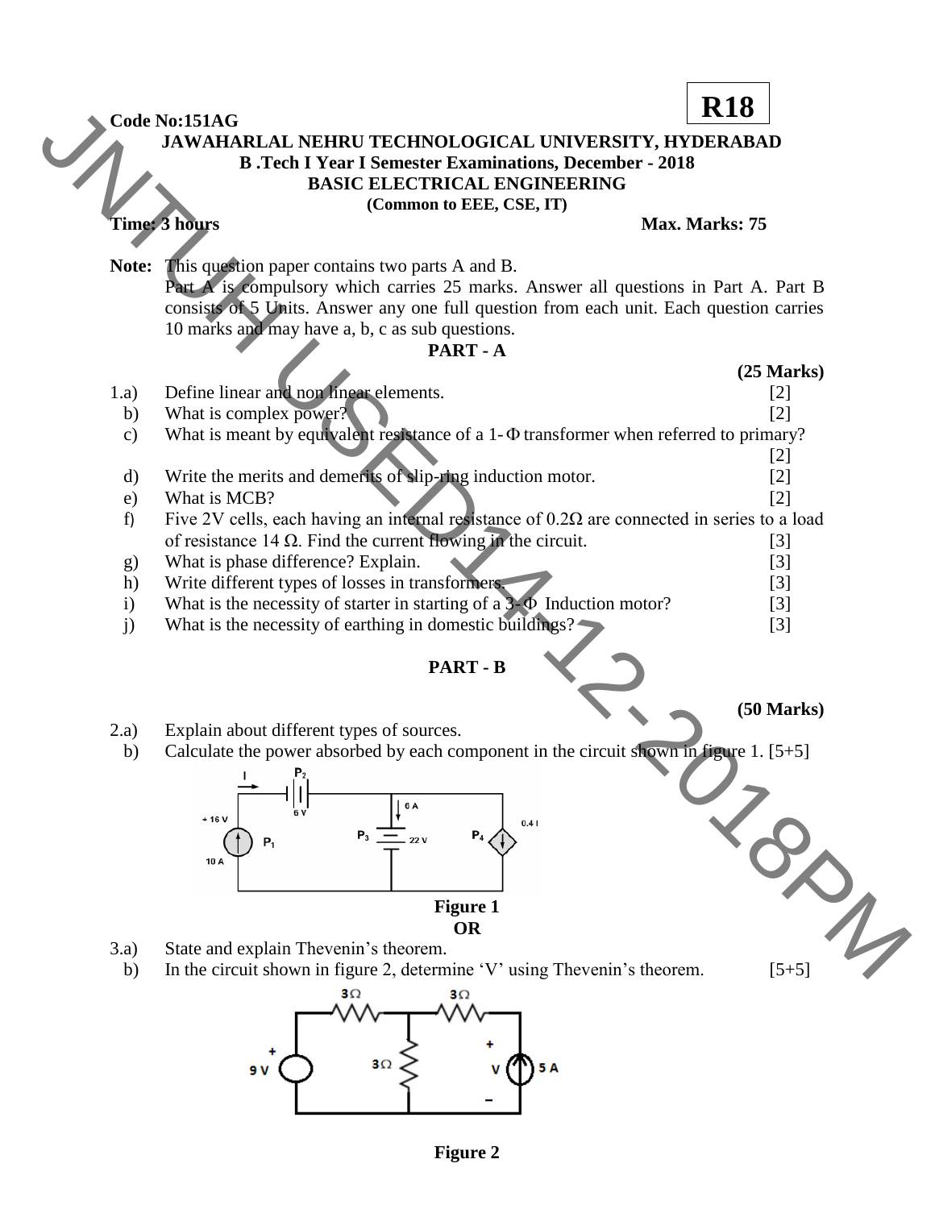**Code No:151AG** **R18**

# JAWAHARLAL NEHRU TECHNOLOGICAL UNIVERSITY, HYDERABAD

## B .Tech I Year I Semester Examinations, December - 2018

## BASIC ELECTRICAL ENGINEERING

**(Common to EEE, CSE, IT)**

**Time: 3 hours** **Max. Marks: 75**

**Note:** This question paper contains two parts A and B.
Part A is compulsory which carries 25 marks. Answer all questions in Part A. Part B consists of 5 Units. Answer any one full question from each unit. Each question carries 10 marks and may have a, b, c as sub questions.

## PART - A

**(25 Marks)**

1.a) Define linear and non linear elements. [2]

b) What is complex power? [2]

c) What is meant by equivalent resistance of a 1-Φ transformer when referred to primary? [2]

d) Write the merits and demerits of slip-ring induction motor. [2]

e) What is MCB? [2]

f) Five 2V cells, each having an internal resistance of 0.2Ω are connected in series to a load of resistance 14 Ω. Find the current flowing in the circuit. [3]

g) What is phase difference? Explain. [3]

h) Write different types of losses in transformers. [3]

i) What is the necessity of starter in starting of a 3-Φ Induction motor? [3]

j) What is the necessity of earthing in domestic buildings? [3]

## PART - B

**(50 Marks)**

2.a) Explain about different types of sources.

b) Calculate the power absorbed by each component in the circuit shown in figure 1. [5+5]

**Figure 1**

**OR**

3.a) State and explain Thevenin's theorem.

b) In the circuit shown in figure 2, determine 'V' using Thevenin's theorem. [5+5]

**Figure 2**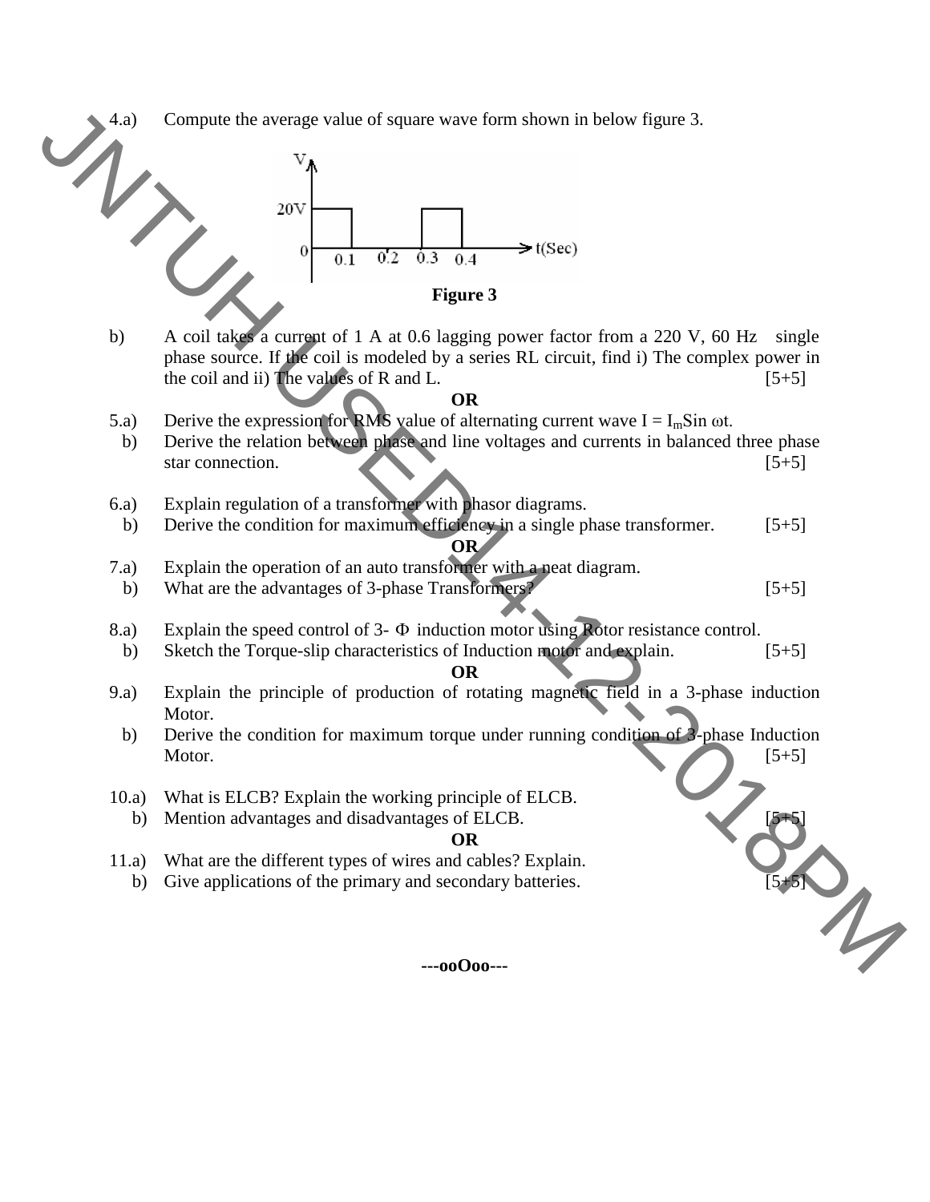4.a) Compute the average value of square wave form shown in below figure 3.

V

20V

0

0.1 0.2 0.3 0.4

t(Sec)

**Figure 3**

b) A coil takes a current of 1 A at 0.6 lagging power factor from a 220 V, 60 Hz single phase source. If the coil is modeled by a series RL circuit, find i) The complex power in the coil and ii) The values of R and L. [5+5]

**OR**

5.a) Derive the expression for RMS value of alternating current wave $I = I_m \text{Sin } \omega t$.

b) Derive the relation between phase and line voltages and currents in balanced three phase star connection. [5+5]

6.a) Explain regulation of a transformer with phasor diagrams.

b) Derive the condition for maximum efficiency in a single phase transformer. [5+5]

**OR**

7.a) Explain the operation of an auto transformer with a neat diagram.

b) What are the advantages of 3-phase Transformers? [5+5]

8.a) Explain the speed control of 3- $\Phi$ induction motor using Rotor resistance control.

b) Sketch the Torque-slip characteristics of Induction motor and explain. [5+5]

**OR**

9.a) Explain the principle of production of rotating magnetic field in a 3-phase induction Motor.

b) Derive the condition for maximum torque under running condition of 3-phase Induction Motor. [5+5]

10.a) What is ELCB? Explain the working principle of ELCB.

b) Mention advantages and disadvantages of ELCB. [5+5]

**OR**

11.a) What are the different types of wires and cables? Explain.

b) Give applications of the primary and secondary batteries. [5+5]

**---ooOoo---**